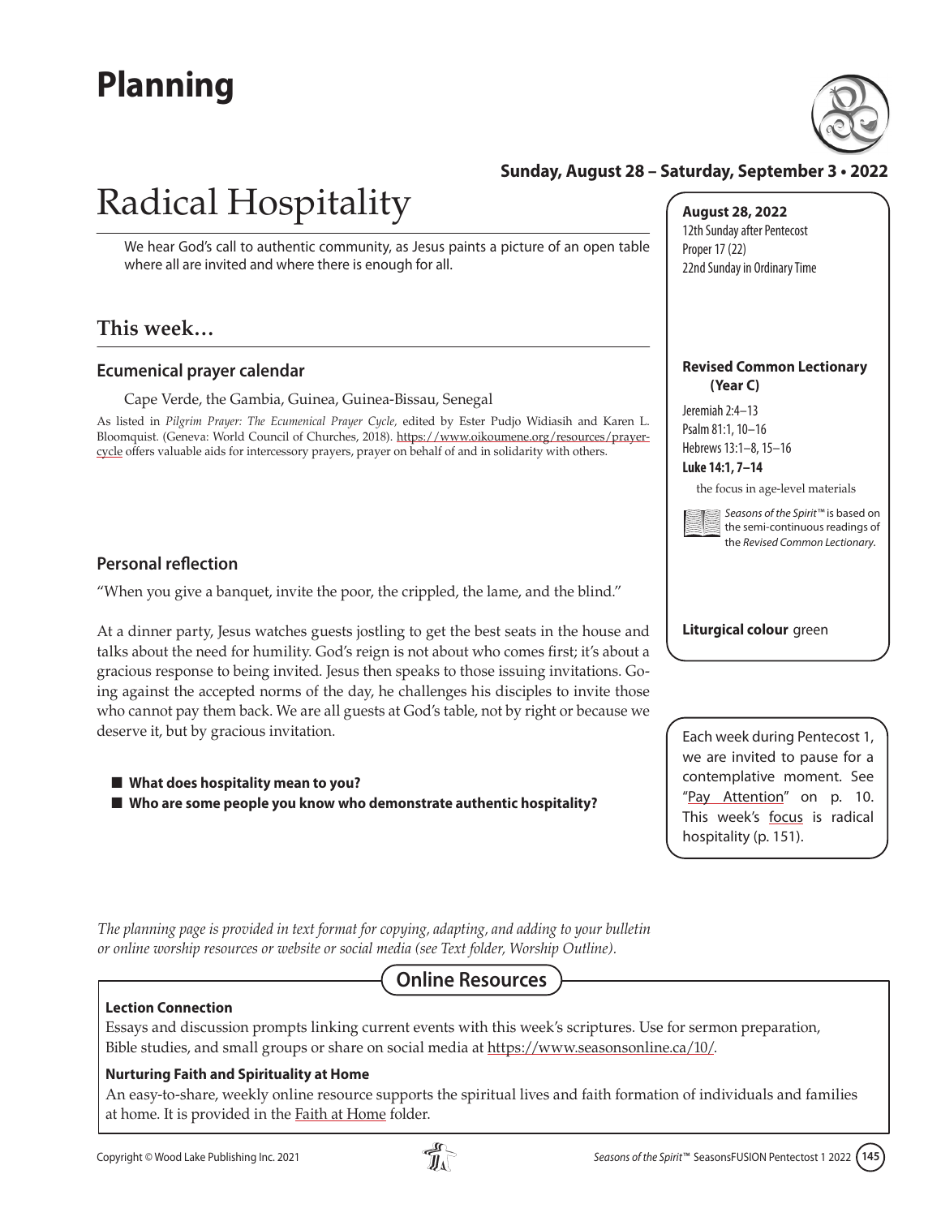# Planning

**Sunday, August 28 – Saturday, September 3 • 2022**

# Radical Hospitality

We hear God's call to authentic community, as Jesus paints a picture of an open table where all are invited and where there is enough for all.

## This week…

### Ecumenical prayer calendar

Cape Verde, the Gambia, Guinea, Guinea-Bissau, Senegal

As listed in *Pilgrim Prayer: The Ecumenical Prayer Cycle,* edited by Ester Pudjo Widiasih and Karen L. Bloomquist. (Geneva: World Council of Churches, 2018). https://www.oikoumene.org/resources/prayer-cycle offers valuable aids for intercessory prayers, prayer on behalf of and in solidarity with others.

### Personal reflection

"When you give a banquet, invite the poor, the crippled, the lame, and the blind."

At a dinner party, Jesus watches guests jostling to get the best seats in the house and talks about the need for humility. God's reign is not about who comes first; it's about a gracious response to being invited. Jesus then speaks to those issuing invitations. Going against the accepted norms of the day, he challenges his disciples to invite those who cannot pay them back. We are all guests at God's table, not by right or because we deserve it, but by gracious invitation.

- **What does hospitality mean to you?**
- **Who are some people you know who demonstrate authentic hospitality?**

**August 28, 2022**
12th Sunday after Pentecost
Proper 17 (22)
22nd Sunday in Ordinary Time

**Revised Common Lectionary (Year C)**

Jeremiah 2:4–13
Psalm 81:1, 10–16
Hebrews 13:1–8, 15–16
**Luke 14:1, 7–14**

the focus in age-level materials

*Seasons of the Spirit*™ is based on the semi-continuous readings of the *Revised Common Lectionary.*

**Liturgical colour** green

Each week during Pentecost 1, we are invited to pause for a contemplative moment. See "Pay Attention" on p. 10. This week's focus is radical hospitality (p. 151).

*The planning page is provided in text format for copying, adapting, and adding to your bulletin or online worship resources or website or social media (see Text folder, Worship Outline).*

## Online Resources

**Lection Connection**

Essays and discussion prompts linking current events with this week's scriptures. Use for sermon preparation, Bible studies, and small groups or share on social media at https://www.seasonsonline.ca/10/.

**Nurturing Faith and Spirituality at Home**

An easy-to-share, weekly online resource supports the spiritual lives and faith formation of individuals and families at home. It is provided in the Faith at Home folder.

Copyright © Wood Lake Publishing Inc. 2021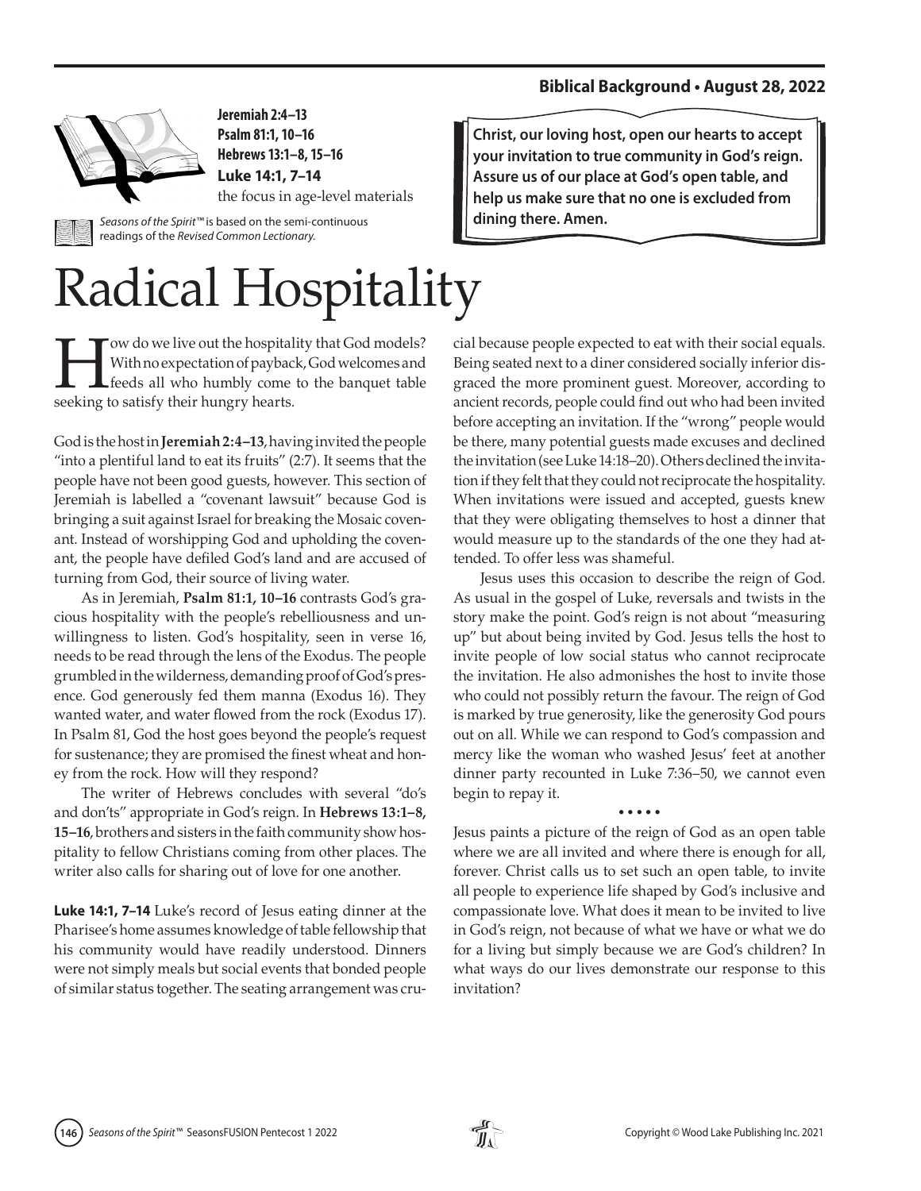**Biblical Background • August 28, 2022**

**Jeremiah 2:4–13**
**Psalm 81:1, 10–16**
**Hebrews 13:1–8, 15–16**
**Luke 14:1, 7–14**
the focus in age-level materials

*Seasons of the Spirit™* is based on the semi-continuous readings of the *Revised Common Lectionary.*

**Christ, our loving host, open our hearts to accept your invitation to true community in God's reign. Assure us of our place at God's open table, and help us make sure that no one is excluded from dining there. Amen.**

# Radical Hospitality

How do we live out the hospitality that God models? With no expectation of payback, God welcomes and feeds all who humbly come to the banquet table seeking to satisfy their hungry hearts.

God is the host in **Jeremiah 2:4–13**, having invited the people "into a plentiful land to eat its fruits" (2:7). It seems that the people have not been good guests, however. This section of Jeremiah is labelled a "covenant lawsuit" because God is bringing a suit against Israel for breaking the Mosaic covenant. Instead of worshipping God and upholding the covenant, the people have defiled God's land and are accused of turning from God, their source of living water.

As in Jeremiah, **Psalm 81:1, 10–16** contrasts God's gracious hospitality with the people's rebelliousness and unwillingness to listen. God's hospitality, seen in verse 16, needs to be read through the lens of the Exodus. The people grumbled in the wilderness, demanding proof of God's presence. God generously fed them manna (Exodus 16). They wanted water, and water flowed from the rock (Exodus 17). In Psalm 81, God the host goes beyond the people's request for sustenance; they are promised the finest wheat and honey from the rock. How will they respond?

The writer of Hebrews concludes with several "do's and don'ts" appropriate in God's reign. In **Hebrews 13:1–8, 15–16**, brothers and sisters in the faith community show hospitality to fellow Christians coming from other places. The writer also calls for sharing out of love for one another.

**Luke 14:1, 7–14** Luke's record of Jesus eating dinner at the Pharisee's home assumes knowledge of table fellowship that his community would have readily understood. Dinners were not simply meals but social events that bonded people of similar status together. The seating arrangement was crucial because people expected to eat with their social equals. Being seated next to a diner considered socially inferior disgraced the more prominent guest. Moreover, according to ancient records, people could find out who had been invited before accepting an invitation. If the "wrong" people would be there, many potential guests made excuses and declined the invitation (see Luke 14:18–20). Others declined the invitation if they felt that they could not reciprocate the hospitality. When invitations were issued and accepted, guests knew that they were obligating themselves to host a dinner that would measure up to the standards of the one they had attended. To offer less was shameful.

Jesus uses this occasion to describe the reign of God. As usual in the gospel of Luke, reversals and twists in the story make the point. God's reign is not about "measuring up" but about being invited by God. Jesus tells the host to invite people of low social status who cannot reciprocate the invitation. He also admonishes the host to invite those who could not possibly return the favour. The reign of God is marked by true generosity, like the generosity God pours out on all. While we can respond to God's compassion and mercy like the woman who washed Jesus' feet at another dinner party recounted in Luke 7:36–50, we cannot even begin to repay it.

• • • • •

Jesus paints a picture of the reign of God as an open table where we are all invited and where there is enough for all, forever. Christ calls us to set such an open table, to invite all people to experience life shaped by God's inclusive and compassionate love. What does it mean to be invited to live in God's reign, not because of what we have or what we do for a living but simply because we are God's children? In what ways do our lives demonstrate our response to this invitation?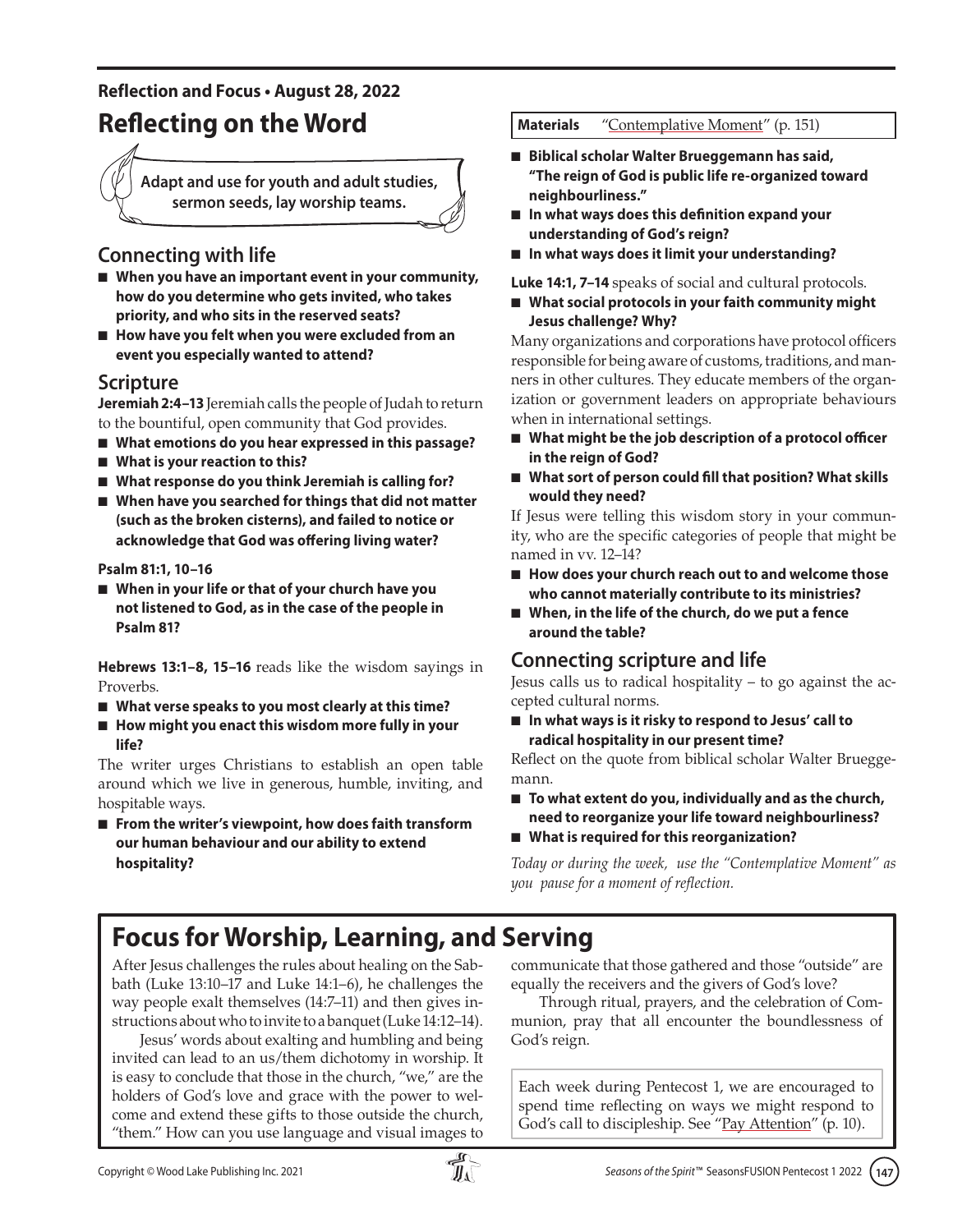**Reflection and Focus • August 28, 2022**

# Reflecting on the Word

Adapt and use for youth and adult studies, sermon seeds, lay worship teams.

## Connecting with life

- **When you have an important event in your community, how do you determine who gets invited, who takes priority, and who sits in the reserved seats?**
- **How have you felt when you were excluded from an event you especially wanted to attend?**

## Scripture

**Jeremiah 2:4–13** Jeremiah calls the people of Judah to return to the bountiful, open community that God provides.

- **What emotions do you hear expressed in this passage?**
- **What is your reaction to this?**
- **What response do you think Jeremiah is calling for?**
- **When have you searched for things that did not matter (such as the broken cisterns), and failed to notice or acknowledge that God was offering living water?**

**Psalm 81:1, 10–16**

- **When in your life or that of your church have you not listened to God, as in the case of the people in Psalm 81?**

**Hebrews 13:1–8, 15–16** reads like the wisdom sayings in Proverbs.

- **What verse speaks to you most clearly at this time?**
- **How might you enact this wisdom more fully in your life?**

The writer urges Christians to establish an open table around which we live in generous, humble, inviting, and hospitable ways.

- **From the writer's viewpoint, how does faith transform our human behaviour and our ability to extend hospitality?**

| **Materials** | "Contemplative Moment" (p. 151) |
|---|---|

- **Biblical scholar Walter Brueggemann has said, "The reign of God is public life re-organized toward neighbourliness."**
- **In what ways does this definition expand your understanding of God's reign?**
- **In what ways does it limit your understanding?**

**Luke 14:1, 7–14** speaks of social and cultural protocols.

- **What social protocols in your faith community might Jesus challenge? Why?**

Many organizations and corporations have protocol officers responsible for being aware of customs, traditions, and manners in other cultures. They educate members of the organization or government leaders on appropriate behaviours when in international settings.

- **What might be the job description of a protocol officer in the reign of God?**
- **What sort of person could fill that position? What skills would they need?**

If Jesus were telling this wisdom story in your community, who are the specific categories of people that might be named in vv. 12–14?

- **How does your church reach out to and welcome those who cannot materially contribute to its ministries?**
- **When, in the life of the church, do we put a fence around the table?**

## Connecting scripture and life

Jesus calls us to radical hospitality – to go against the accepted cultural norms.

- **In what ways is it risky to respond to Jesus' call to radical hospitality in our present time?**

Reflect on the quote from biblical scholar Walter Brueggemann.

- **To what extent do you, individually and as the church, need to reorganize your life toward neighbourliness?**
- **What is required for this reorganization?**

*Today or during the week, use the "Contemplative Moment" as you pause for a moment of reflection.*

# Focus for Worship, Learning, and Serving

After Jesus challenges the rules about healing on the Sabbath (Luke 13:10–17 and Luke 14:1–6), he challenges the way people exalt themselves (14:7–11) and then gives instructions about who to invite to a banquet (Luke 14:12–14).

Jesus' words about exalting and humbling and being invited can lead to an us/them dichotomy in worship. It is easy to conclude that those in the church, "we," are the holders of God's love and grace with the power to welcome and extend these gifts to those outside the church, "them." How can you use language and visual images to communicate that those gathered and those "outside" are equally the receivers and the givers of God's love?

Through ritual, prayers, and the celebration of Communion, pray that all encounter the boundlessness of God's reign.

Each week during Pentecost 1, we are encouraged to spend time reflecting on ways we might respond to God's call to discipleship. See "Pay Attention" (p. 10).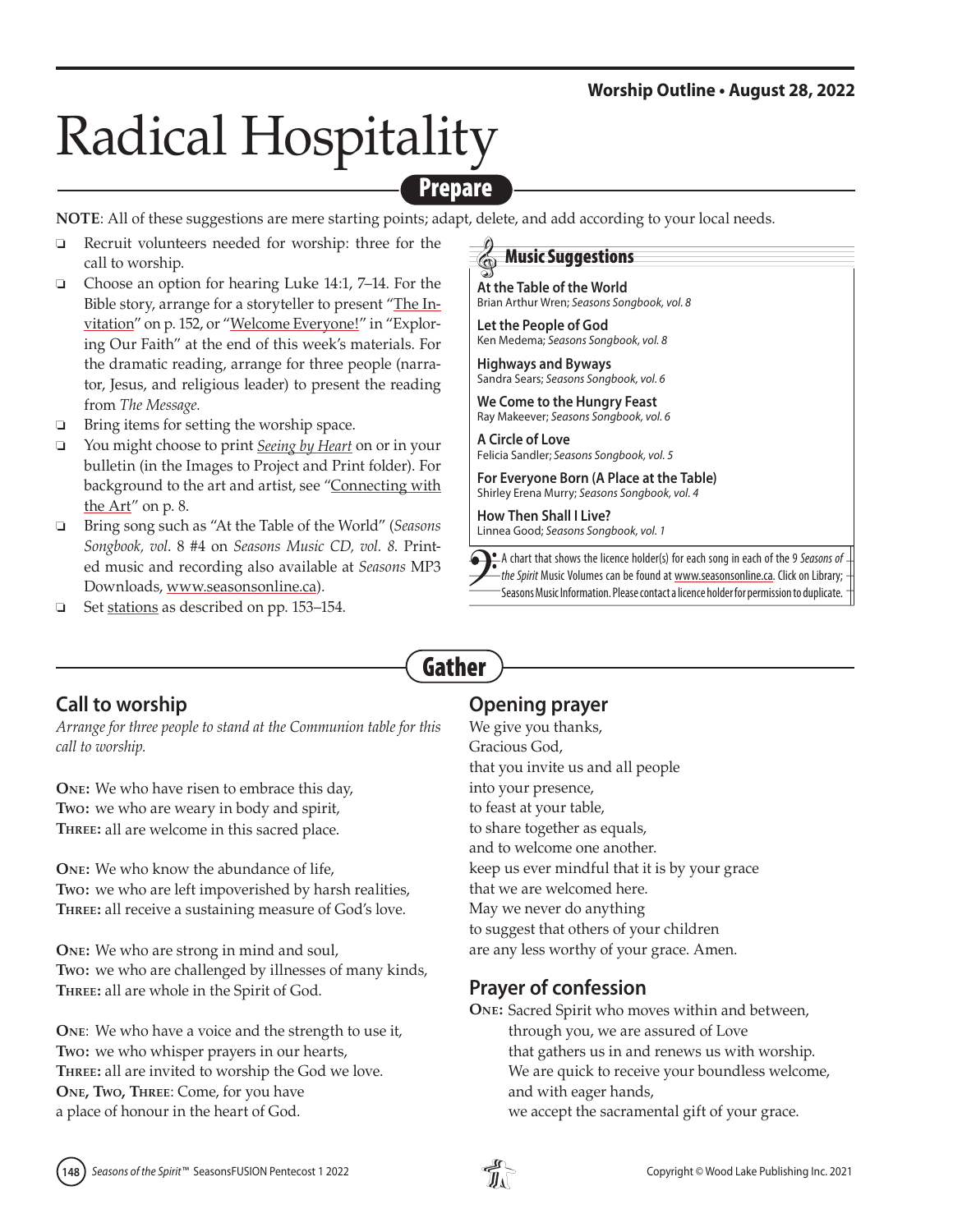**Worship Outline • August 28, 2022**

# Radical Hospitality

## Prepare

**NOTE**: All of these suggestions are mere starting points; adapt, delete, and add according to your local needs.

- ❑ Recruit volunteers needed for worship: three for the call to worship.
- ❑ Choose an option for hearing Luke 14:1, 7–14. For the Bible story, arrange for a storyteller to present "The Invitation" on p. 152, or "Welcome Everyone!" in "Exploring Our Faith" at the end of this week's materials. For the dramatic reading, arrange for three people (narrator, Jesus, and religious leader) to present the reading from *The Message.*
- ❑ Bring items for setting the worship space.
- ❑ You might choose to print *Seeing by Heart* on or in your bulletin (in the Images to Project and Print folder). For background to the art and artist, see "Connecting with the Art" on p. 8.
- ❑ Bring song such as "At the Table of the World" (*Seasons Songbook, vol*. 8 #4 on *Seasons Music CD, vol. 8*. Printed music and recording also available at *Seasons* MP3 Downloads, www.seasonsonline.ca).
- ❑ Set stations as described on pp. 153–154.

### Music Suggestions

**At the Table of the World**
Brian Arthur Wren; *Seasons Songbook, vol. 8*

**Let the People of God**
Ken Medema; *Seasons Songbook, vol. 8*

**Highways and Byways**
Sandra Sears; *Seasons Songbook, vol. 6*

**We Come to the Hungry Feast**
Ray Makeever; *Seasons Songbook, vol. 6*

**A Circle of Love**
Felicia Sandler; *Seasons Songbook, vol. 5*

**For Everyone Born (A Place at the Table)**
Shirley Erena Murry; *Seasons Songbook, vol. 4*

**How Then Shall I Live?**
Linnea Good; *Seasons Songbook, vol. 1*

A chart that shows the licence holder(s) for each song in each of the 9 *Seasons of the Spirit* Music Volumes can be found at www.seasonsonline.ca. Click on Library; Seasons Music Information. Please contact a licence holder for permission to duplicate.

## Gather

### Call to worship

*Arrange for three people to stand at the Communion table for this call to worship.*

**One:** We who have risen to embrace this day,
**Two:** we who are weary in body and spirit,
**Three:** all are welcome in this sacred place.

**One:** We who know the abundance of life,
**Two:** we who are left impoverished by harsh realities,
**Three:** all receive a sustaining measure of God's love.

**One:** We who are strong in mind and soul,
**Two:** we who are challenged by illnesses of many kinds,
**Three:** all are whole in the Spirit of God.

**One**: We who have a voice and the strength to use it,
**Two:** we who whisper prayers in our hearts,
**Three:** all are invited to worship the God we love.
**One, Two, Three**: Come, for you have
a place of honour in the heart of God.

### Opening prayer

We give you thanks,
Gracious God,
that you invite us and all people
into your presence,
to feast at your table,
to share together as equals,
and to welcome one another.
keep us ever mindful that it is by your grace
that we are welcomed here.
May we never do anything
to suggest that others of your children
are any less worthy of your grace. Amen.

### Prayer of confession

**One:** Sacred Spirit who moves within and between,
through you, we are assured of Love
that gathers us in and renews us with worship.
We are quick to receive your boundless welcome,
and with eager hands,
we accept the sacramental gift of your grace.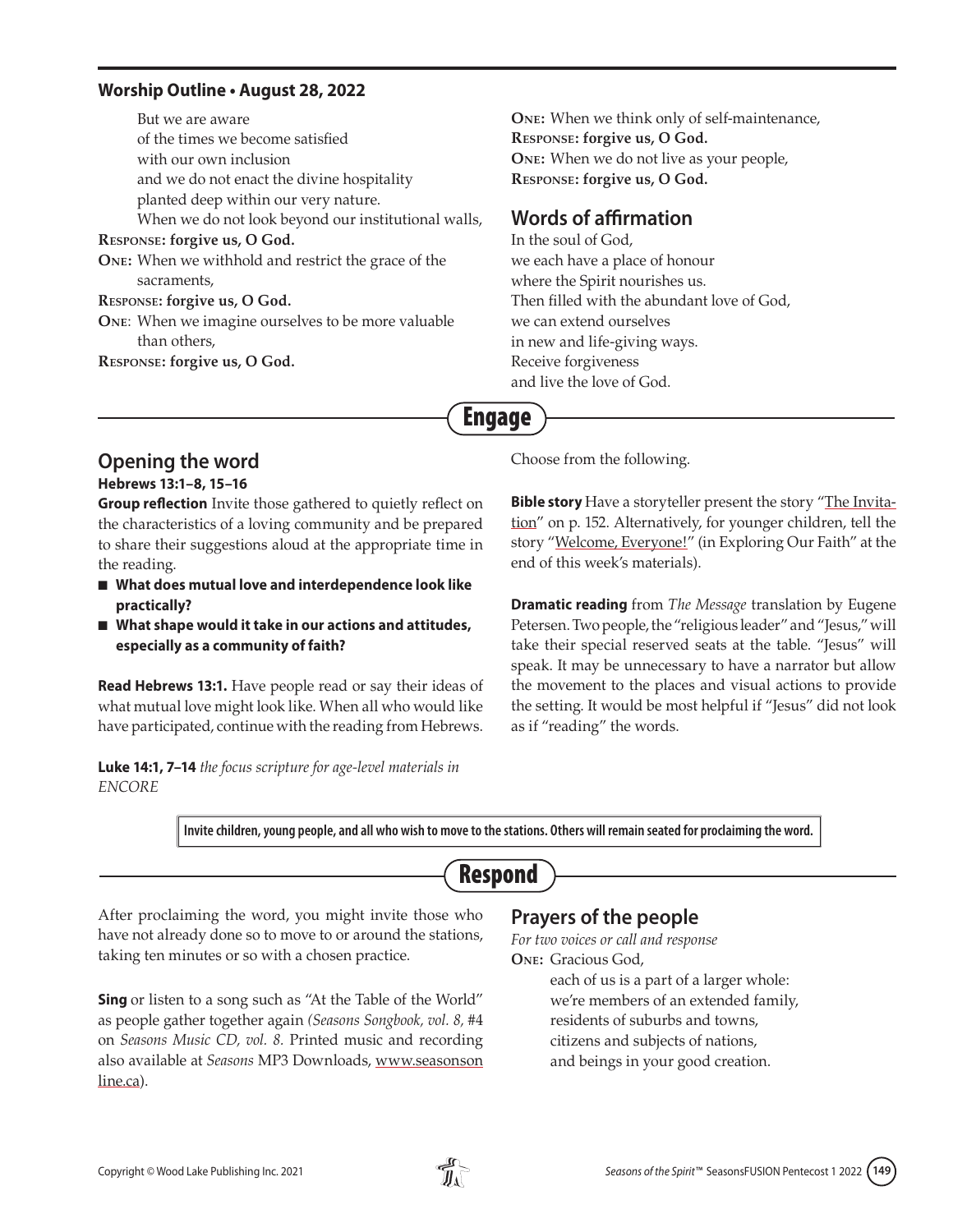**Worship Outline • August 28, 2022**

But we are aware
of the times we become satisfied
with our own inclusion
and we do not enact the divine hospitality
planted deep within our very nature.
When we do not look beyond our institutional walls,

**Response: forgive us, O God.**

**One:** When we withhold and restrict the grace of the sacraments,

**Response: forgive us, O God.**

**One**: When we imagine ourselves to be more valuable than others,

**Response: forgive us, O God.**

**One:** When we think only of self-maintenance,

**Response: forgive us, O God.**

**One:** When we do not live as your people,

**Response: forgive us, O God.**

## Words of affirmation

In the soul of God,
we each have a place of honour
where the Spirit nourishes us.
Then filled with the abundant love of God,
we can extend ourselves
in new and life-giving ways.
Receive forgiveness
and live the love of God.

# Engage

## Opening the word

**Hebrews 13:1–8, 15–16**

**Group reflection** Invite those gathered to quietly reflect on the characteristics of a loving community and be prepared to share their suggestions aloud at the appropriate time in the reading.

- **What does mutual love and interdependence look like practically?**
- **What shape would it take in our actions and attitudes, especially as a community of faith?**

**Read Hebrews 13:1.** Have people read or say their ideas of what mutual love might look like. When all who would like have participated, continue with the reading from Hebrews.

**Luke 14:1, 7–14** *the focus scripture for age-level materials in ENCORE*

Choose from the following.

**Bible story** Have a storyteller present the story "The Invitation" on p. 152. Alternatively, for younger children, tell the story "Welcome, Everyone!" (in Exploring Our Faith" at the end of this week's materials).

**Dramatic reading** from *The Message* translation by Eugene Petersen. Two people, the "religious leader" and "Jesus," will take their special reserved seats at the table. "Jesus" will speak. It may be unnecessary to have a narrator but allow the movement to the places and visual actions to provide the setting. It would be most helpful if "Jesus" did not look as if "reading" the words.

**Invite children, young people, and all who wish to move to the stations. Others will remain seated for proclaiming the word.**

# Respond

After proclaiming the word, you might invite those who have not already done so to move to or around the stations, taking ten minutes or so with a chosen practice.

**Sing** or listen to a song such as "At the Table of the World" as people gather together again *(Seasons Songbook, vol. 8,* #4 on *Seasons Music CD, vol. 8.* Printed music and recording also available at *Seasons* MP3 Downloads, www.seasonsonline.ca).

## Prayers of the people

*For two voices or call and response*

**One:** Gracious God,
each of us is a part of a larger whole:
we're members of an extended family,
residents of suburbs and towns,
citizens and subjects of nations,
and beings in your good creation.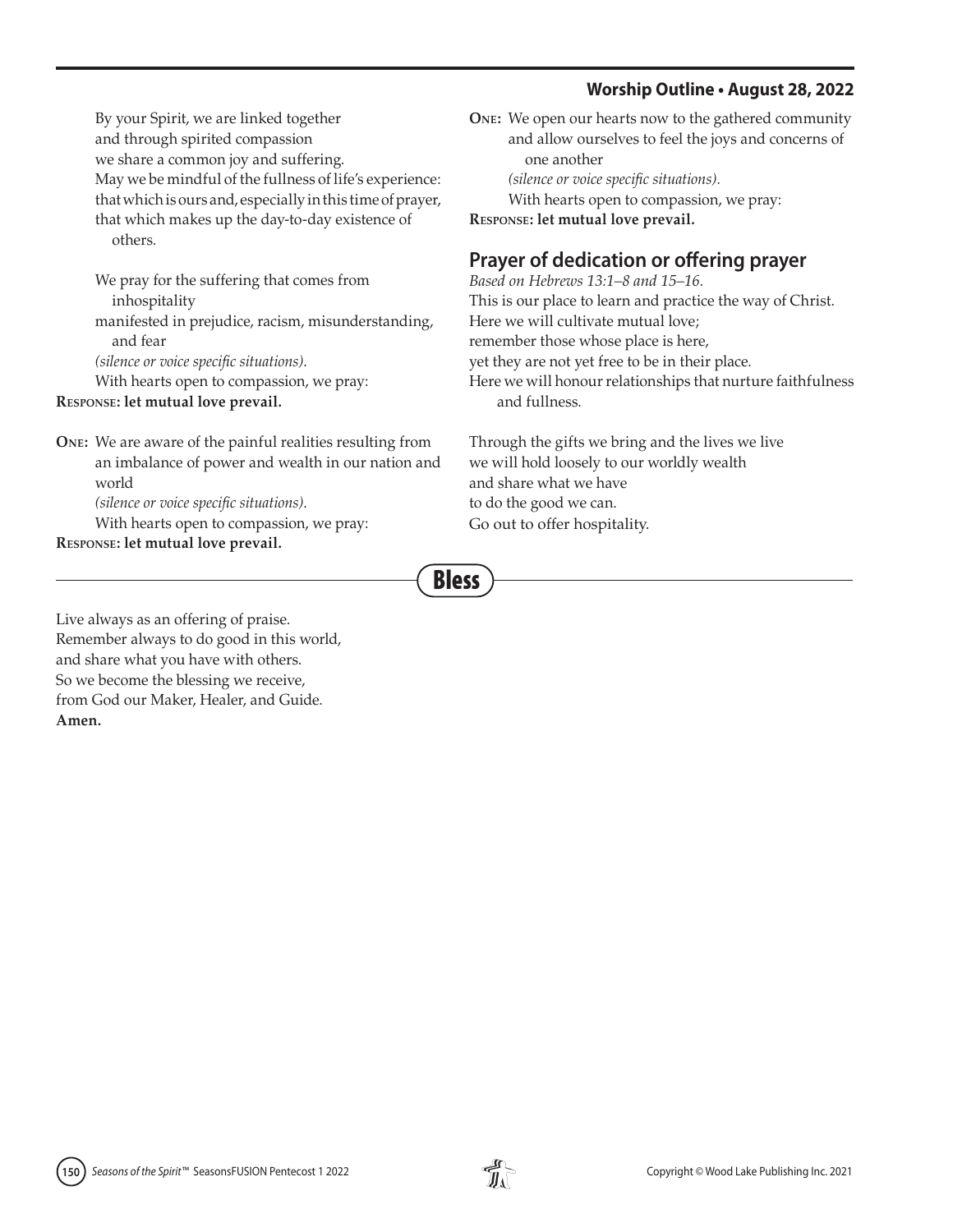By your Spirit, we are linked together
and through spirited compassion
we share a common joy and suffering.
May we be mindful of the fullness of life's experience:
that which is ours and, especially in this time of prayer,
that which makes up the day-to-day existence of others.

We pray for the suffering that comes from inhospitality
manifested in prejudice, racism, misunderstanding, and fear
*(silence or voice specific situations).*
With hearts open to compassion, we pray:
**Response: let mutual love prevail.**

**One:** We are aware of the painful realities resulting from an imbalance of power and wealth in our nation and world
*(silence or voice specific situations).*
With hearts open to compassion, we pray:
**Response: let mutual love prevail.**

**One:** We open our hearts now to the gathered community and allow ourselves to feel the joys and concerns of one another
*(silence or voice specific situations).*
With hearts open to compassion, we pray:
**Response: let mutual love prevail.**

## Prayer of dedication or offering prayer

*Based on Hebrews 13:1–8 and 15–16.*

This is our place to learn and practice the way of Christ.
Here we will cultivate mutual love;
remember those whose place is here,
yet they are not yet free to be in their place.
Here we will honour relationships that nurture faithfulness and fullness.

Through the gifts we bring and the lives we live
we will hold loosely to our worldly wealth
and share what we have
to do the good we can.
Go out to offer hospitality.

## Bless

Live always as an offering of praise.
Remember always to do good in this world,
and share what you have with others.
So we become the blessing we receive,
from God our Maker, Healer, and Guide.
**Amen.**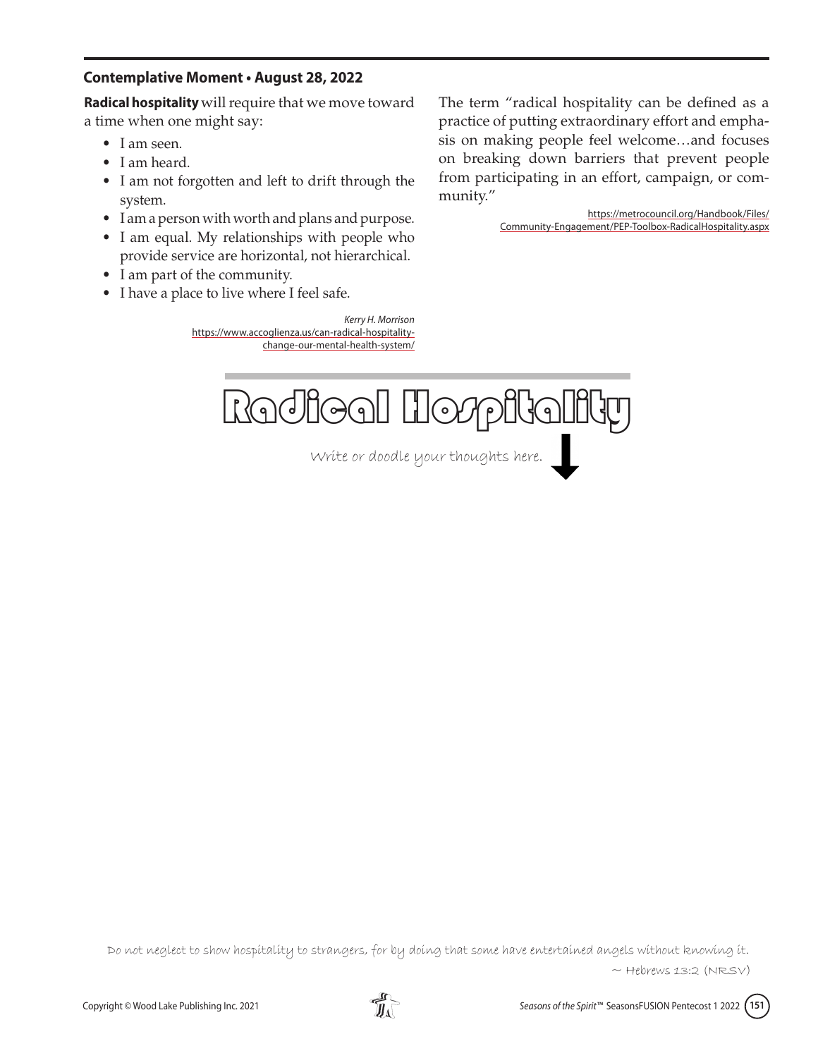## Contemplative Moment • August 28, 2022

**Radical hospitality** will require that we move toward a time when one might say:

- I am seen.
- I am heard.
- I am not forgotten and left to drift through the system.
- I am a person with worth and plans and purpose.
- I am equal. My relationships with people who provide service are horizontal, not hierarchical.
- I am part of the community.
- I have a place to live where I feel safe.

*Kerry H. Morrison*
https://www.accoglienza.us/can-radical-hospitality-change-our-mental-health-system/

The term "radical hospitality can be defined as a practice of putting extraordinary effort and emphasis on making people feel welcome…and focuses on breaking down barriers that prevent people from participating in an effort, campaign, or community."

https://metrocouncil.org/Handbook/Files/Community-Engagement/PEP-Toolbox-RadicalHospitality.aspx

# Radical Hospitality

Write or doodle your thoughts here.

Do not neglect to show hospitality to strangers, for by doing that some have entertained angels without knowing it.
~ Hebrews 13:2 (NRSV)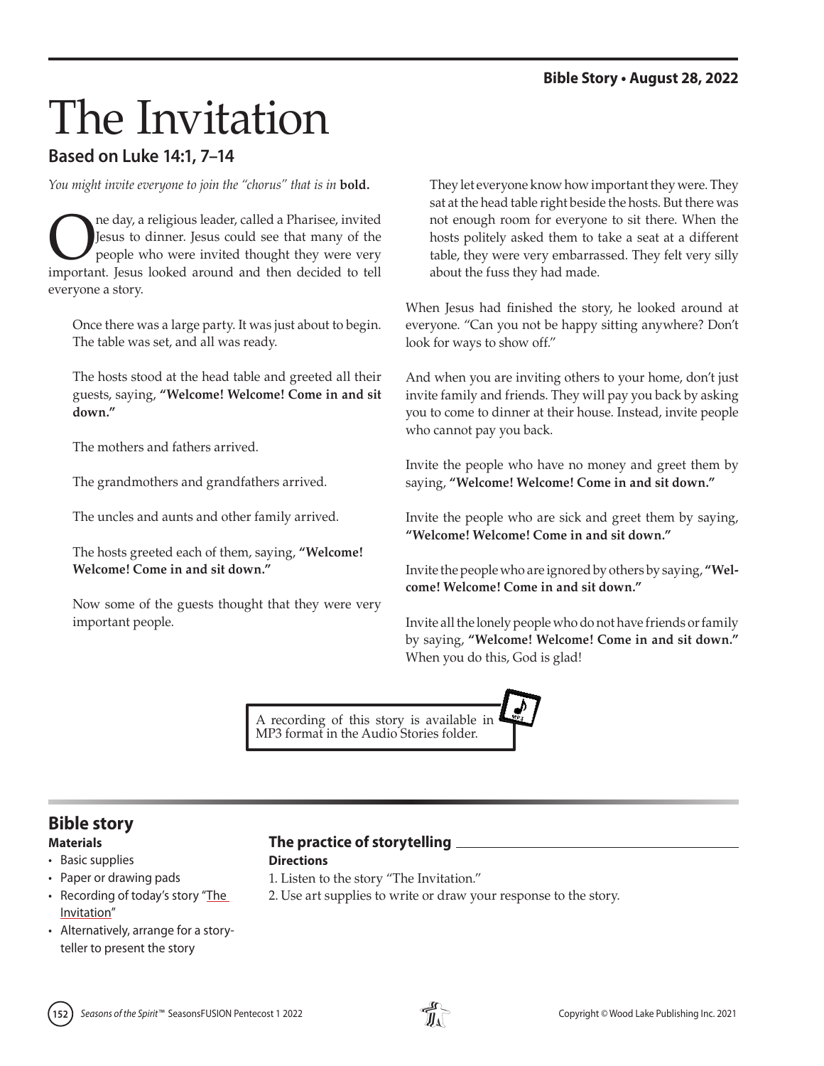**Bible Story • August 28, 2022**

# The Invitation

## Based on Luke 14:1, 7–14

*You might invite everyone to join the "chorus" that is in* **bold.**

One day, a religious leader, called a Pharisee, invited Jesus to dinner. Jesus could see that many of the people who were invited thought they were very important. Jesus looked around and then decided to tell everyone a story.

> Once there was a large party. It was just about to begin. The table was set, and all was ready.
>
> The hosts stood at the head table and greeted all their guests, saying, **"Welcome! Welcome! Come in and sit down."**
>
> The mothers and fathers arrived.
>
> The grandmothers and grandfathers arrived.
>
> The uncles and aunts and other family arrived.
>
> The hosts greeted each of them, saying, **"Welcome! Welcome! Come in and sit down."**
>
> Now some of the guests thought that they were very important people.
>
> They let everyone know how important they were. They sat at the head table right beside the hosts. But there was not enough room for everyone to sit there. When the hosts politely asked them to take a seat at a different table, they were very embarrassed. They felt very silly about the fuss they had made.

When Jesus had finished the story, he looked around at everyone. "Can you not be happy sitting anywhere? Don't look for ways to show off."

And when you are inviting others to your home, don't just invite family and friends. They will pay you back by asking you to come to dinner at their house. Instead, invite people who cannot pay you back.

Invite the people who have no money and greet them by saying, **"Welcome! Welcome! Come in and sit down."**

Invite the people who are sick and greet them by saying, **"Welcome! Welcome! Come in and sit down."**

Invite the people who are ignored by others by saying, **"Welcome! Welcome! Come in and sit down."**

Invite all the lonely people who do not have friends or family by saying, **"Welcome! Welcome! Come in and sit down."** When you do this, God is glad!

A recording of this story is available in MP3 format in the Audio Stories folder.

## Bible story

**Materials**

- Basic supplies
- Paper or drawing pads
- Recording of today's story "The Invitation"
- Alternatively, arrange for a storyteller to present the story

### The practice of storytelling

**Directions**

1. Listen to the story "The Invitation."
2. Use art supplies to write or draw your response to the story.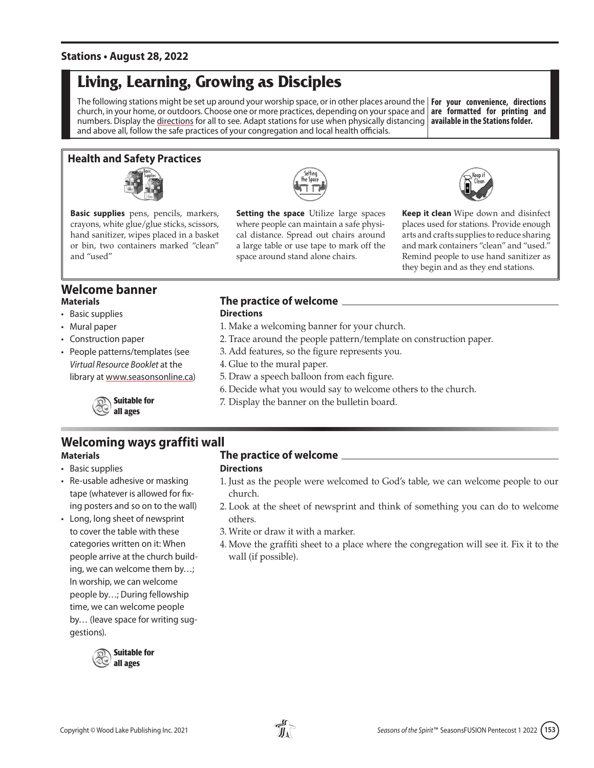**Stations • August 28, 2022**

# Living, Learning, Growing as Disciples

The following stations might be set up around your worship space, or in other places around the church, in your home, or outdoors. Choose one or more practices, depending on your space and numbers. Display the directions for all to see. Adapt stations for use when physically distancing and above all, follow the safe practices of your congregation and local health officials.

**For your convenience, directions are formatted for printing and available in the Stations folder.**

## Health and Safety Practices

**Basic supplies** pens, pencils, markers, crayons, white glue/glue sticks, scissors, hand sanitizer, wipes placed in a basket or bin, two containers marked "clean" and "used"

**Setting the space** Utilize large spaces where people can maintain a safe physical distance. Spread out chairs around a large table or use tape to mark off the space around stand alone chairs.

**Keep it clean** Wipe down and disinfect places used for stations. Provide enough arts and crafts supplies to reduce sharing and mark containers "clean" and "used." Remind people to use hand sanitizer as they begin and as they end stations.

## Welcome banner

**Materials**

- Basic supplies
- Mural paper
- Construction paper
- People patterns/templates (see *Virtual Resource Booklet* at the library at www.seasonsonline.ca)

**Suitable for all ages**

### The practice of welcome

**Directions**

1. Make a welcoming banner for your church.
2. Trace around the people pattern/template on construction paper.
3. Add features, so the figure represents you.
4. Glue to the mural paper.
5. Draw a speech balloon from each figure.
6. Decide what you would say to welcome others to the church.
7. Display the banner on the bulletin board.

## Welcoming ways graffiti wall

**Materials**

- Basic supplies
- Re-usable adhesive or masking tape (whatever is allowed for fixing posters and so on to the wall)
- Long, long sheet of newsprint to cover the table with these categories written on it: When people arrive at the church building, we can welcome them by…; In worship, we can welcome people by…; During fellowship time, we can welcome people by… (leave space for writing suggestions).

**Suitable for all ages**

### The practice of welcome

**Directions**

1. Just as the people were welcomed to God's table, we can welcome people to our church.
2. Look at the sheet of newsprint and think of something you can do to welcome others.
3. Write or draw it with a marker.
4. Move the graffiti sheet to a place where the congregation will see it. Fix it to the wall (if possible).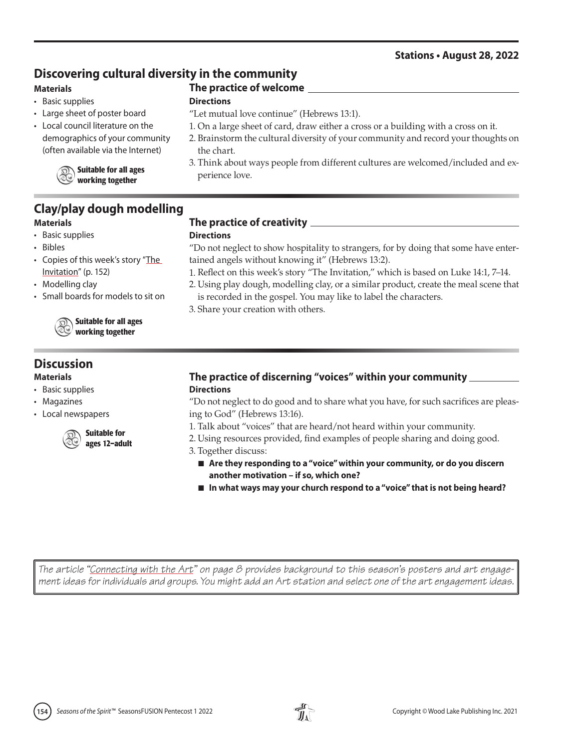**Stations • August 28, 2022**

## Discovering cultural diversity in the community

### Materials

- Basic supplies
- Large sheet of poster board
- Local council literature on the demographics of your community (often available via the Internet)

**Suitable for all ages working together**

### The practice of welcome

**Directions**

"Let mutual love continue" (Hebrews 13:1).

1. On a large sheet of card, draw either a cross or a building with a cross on it.
2. Brainstorm the cultural diversity of your community and record your thoughts on the chart.
3. Think about ways people from different cultures are welcomed/included and experience love.

## Clay/play dough modelling

### Materials

- Basic supplies
- Bibles
- Copies of this week's story "The Invitation" (p. 152)
- Modelling clay
- Small boards for models to sit on

**Suitable for all ages working together**

### The practice of creativity

**Directions**

"Do not neglect to show hospitality to strangers, for by doing that some have entertained angels without knowing it" (Hebrews 13:2).

1. Reflect on this week's story "The Invitation," which is based on Luke 14:1, 7–14.
2. Using play dough, modelling clay, or a similar product, create the meal scene that is recorded in the gospel. You may like to label the characters.
3. Share your creation with others.

## Discussion

### Materials

- Basic supplies
- Magazines
- Local newspapers

**Suitable for ages 12–adult**

### The practice of discerning "voices" within your community

**Directions**

"Do not neglect to do good and to share what you have, for such sacrifices are pleasing to God" (Hebrews 13:16).

1. Talk about "voices" that are heard/not heard within your community.
2. Using resources provided, find examples of people sharing and doing good.
3. Together discuss:
   - **Are they responding to a "voice" within your community, or do you discern another motivation – if so, which one?**
   - **In what ways may your church respond to a "voice" that is not being heard?**

*The article "Connecting with the Art" on page 8 provides background to this season's posters and art engagement ideas for individuals and groups. You might add an Art station and select one of the art engagement ideas.*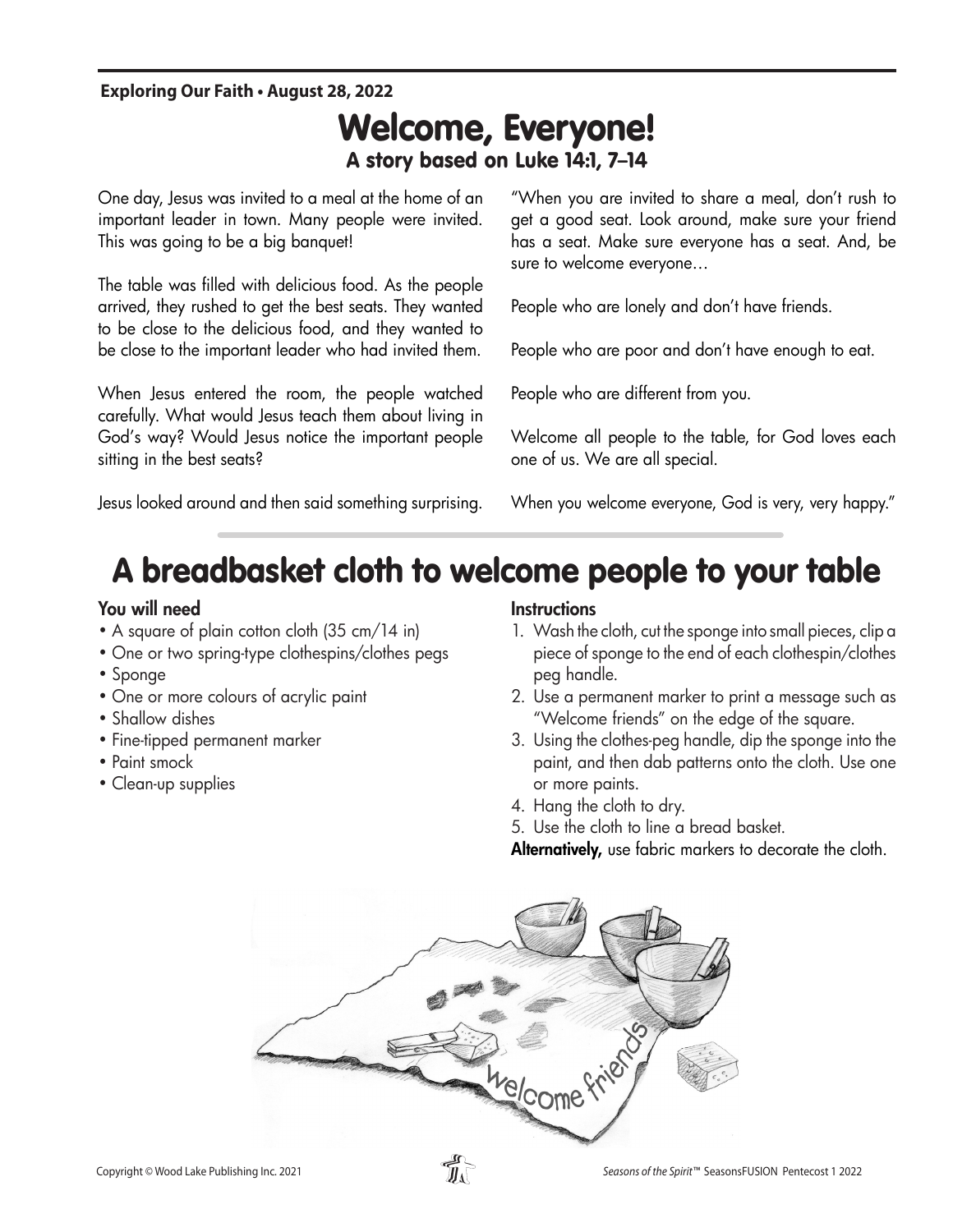**Exploring Our Faith • August 28, 2022**

# Welcome, Everyone!

## A story based on Luke 14:1, 7–14

One day, Jesus was invited to a meal at the home of an important leader in town. Many people were invited. This was going to be a big banquet!

The table was filled with delicious food. As the people arrived, they rushed to get the best seats. They wanted to be close to the delicious food, and they wanted to be close to the important leader who had invited them.

When Jesus entered the room, the people watched carefully. What would Jesus teach them about living in God's way? Would Jesus notice the important people sitting in the best seats?

Jesus looked around and then said something surprising.

"When you are invited to share a meal, don't rush to get a good seat. Look around, make sure your friend has a seat. Make sure everyone has a seat. And, be sure to welcome everyone…

People who are lonely and don't have friends.

People who are poor and don't have enough to eat.

People who are different from you.

Welcome all people to the table, for God loves each one of us. We are all special.

When you welcome everyone, God is very, very happy."

# A breadbasket cloth to welcome people to your table

**You will need**

- A square of plain cotton cloth (35 cm/14 in)
- One or two spring-type clothespins/clothes pegs
- Sponge
- One or more colours of acrylic paint
- Shallow dishes
- Fine-tipped permanent marker
- Paint smock
- Clean-up supplies

**Instructions**

1. Wash the cloth, cut the sponge into small pieces, clip a piece of sponge to the end of each clothespin/clothes peg handle.
2. Use a permanent marker to print a message such as "Welcome friends" on the edge of the square.
3. Using the clothes-peg handle, dip the sponge into the paint, and then dab patterns onto the cloth. Use one or more paints.
4. Hang the cloth to dry.
5. Use the cloth to line a bread basket.

**Alternatively,** use fabric markers to decorate the cloth.

Copyright © Wood Lake Publishing Inc. 2021

*Seasons of the Spirit*™ SeasonsFUSION Pentecost 1 2022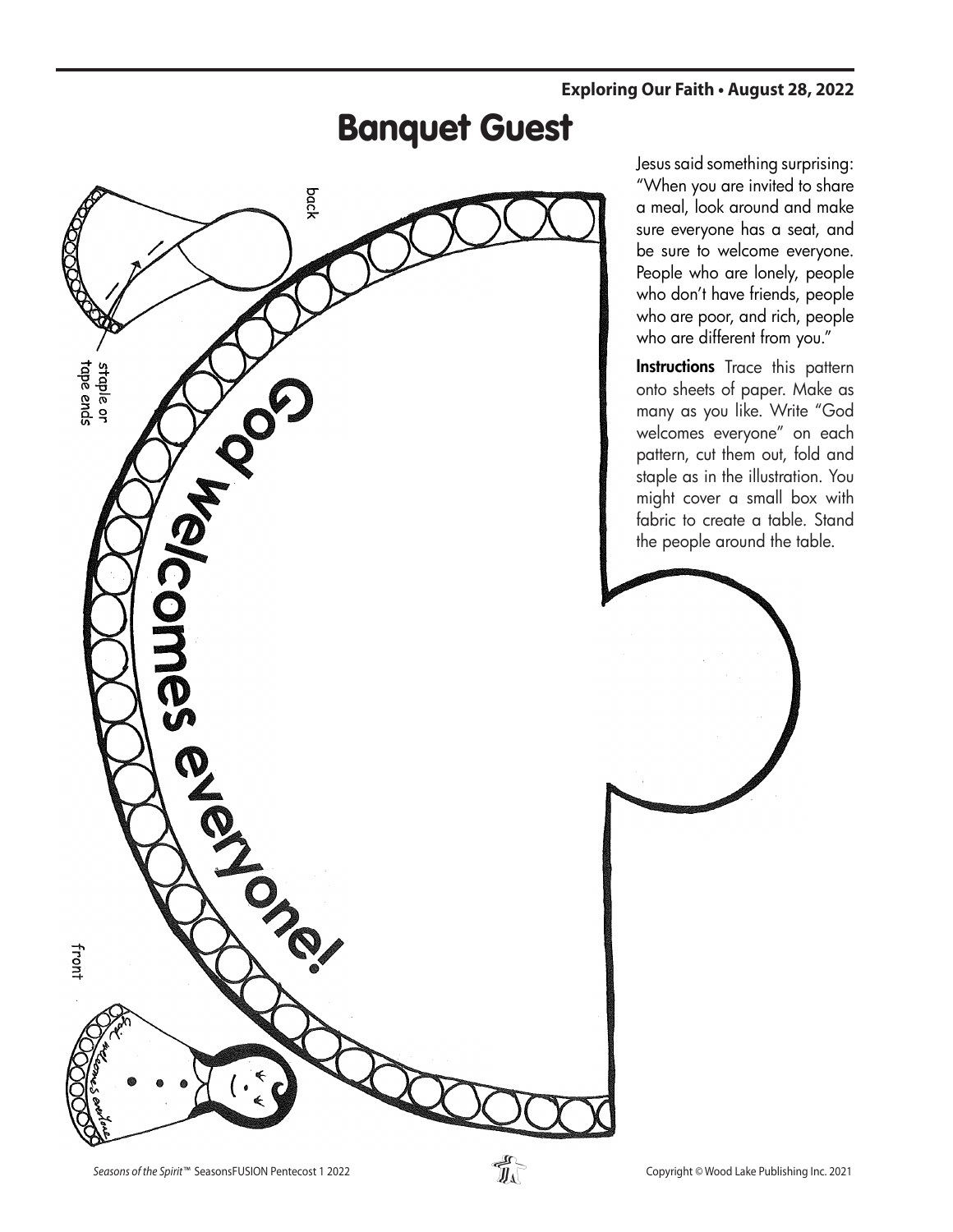# Banquet Guest

Jesus said something surprising: "When you are invited to share a meal, look around and make sure everyone has a seat, and be sure to welcome everyone. People who are lonely, people who don't have friends, people who are poor, and rich, people who are different from you."

**Instructions** Trace this pattern onto sheets of paper. Make as many as you like. Write "God welcomes everyone" on each pattern, cut them out, fold and staple as in the illustration. You might cover a small box with fabric to create a table. Stand the people around the table.

back

staple or tape ends

God welcomes everyone!

front